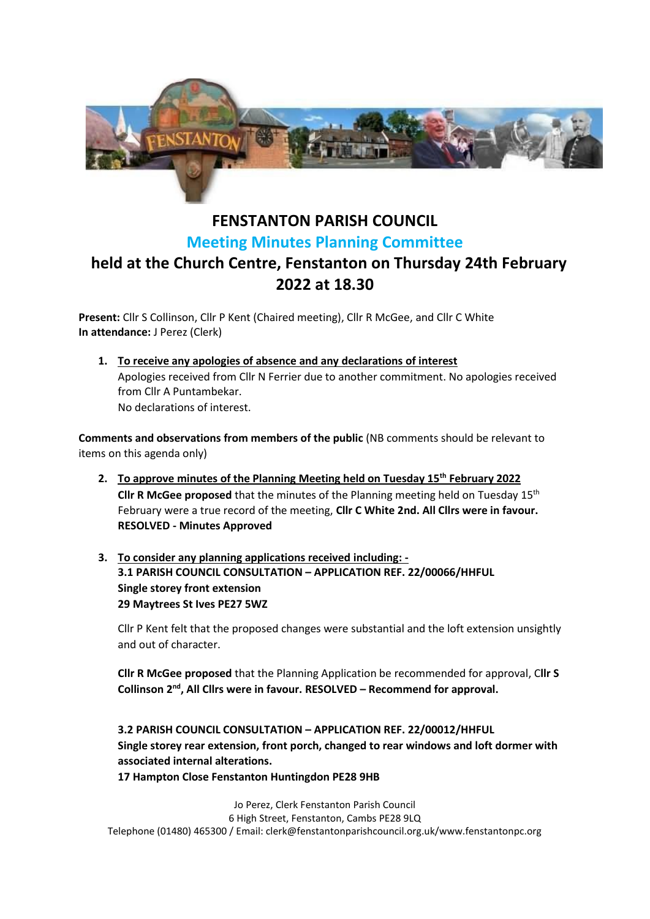# FENSTANTON PARISH COUNCIL

## Meeting Minutes Planning Committee

## held at the Church Centre, Fenstanton on Thursday 24th February 2022 at 18.30

**Present:** Cllr S Collinson, Cllr P Kent (Chaired meeting), Cllr R McGee, and Cllr C White
**In attendance:** J Perez (Clerk)

1. **To receive any apologies of absence and any declarations of interest**
   Apologies received from Cllr N Ferrier due to another commitment. No apologies received from Cllr A Puntambekar.
   No declarations of interest.

**Comments and observations from members of the public** (NB comments should be relevant to items on this agenda only)

2. **To approve minutes of the Planning Meeting held on Tuesday 15th February 2022**
   **Cllr R McGee proposed** that the minutes of the Planning meeting held on Tuesday 15th February were a true record of the meeting, **Cllr C White 2nd. All Cllrs were in favour. RESOLVED - Minutes Approved**

3. **To consider any planning applications received including: -**
   **3.1 PARISH COUNCIL CONSULTATION – APPLICATION REF. 22/00066/HHFUL**
   **Single storey front extension**
   **29 Maytrees St Ives PE27 5WZ**

   Cllr P Kent felt that the proposed changes were substantial and the loft extension unsightly and out of character.

   **Cllr R McGee proposed** that the Planning Application be recommended for approval, **Cllr S Collinson 2nd, All Cllrs were in favour. RESOLVED – Recommend for approval.**

   **3.2 PARISH COUNCIL CONSULTATION – APPLICATION REF. 22/00012/HHFUL**
   **Single storey rear extension, front porch, changed to rear windows and loft dormer with associated internal alterations.**
   **17 Hampton Close Fenstanton Huntingdon PE28 9HB**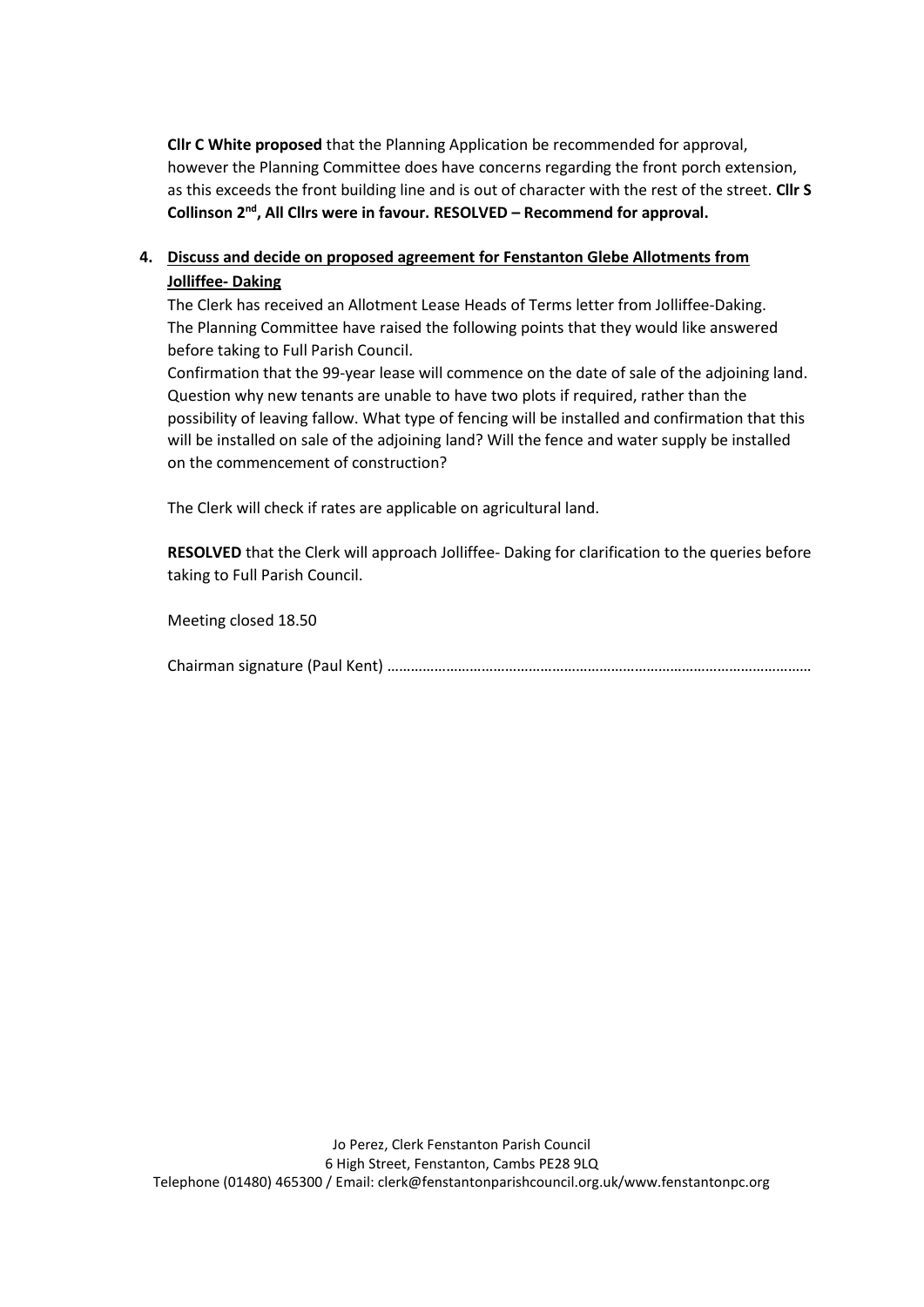**Cllr C White proposed** that the Planning Application be recommended for approval, however the Planning Committee does have concerns regarding the front porch extension, as this exceeds the front building line and is out of character with the rest of the street. **Cllr S Collinson 2nd, All Cllrs were in favour. RESOLVED – Recommend for approval.**

4. **Discuss and decide on proposed agreement for Fenstanton Glebe Allotments from Jolliffee- Daking**

The Clerk has received an Allotment Lease Heads of Terms letter from Jolliffee-Daking. The Planning Committee have raised the following points that they would like answered before taking to Full Parish Council.

Confirmation that the 99-year lease will commence on the date of sale of the adjoining land. Question why new tenants are unable to have two plots if required, rather than the possibility of leaving fallow. What type of fencing will be installed and confirmation that this will be installed on sale of the adjoining land? Will the fence and water supply be installed on the commencement of construction?

The Clerk will check if rates are applicable on agricultural land.

**RESOLVED** that the Clerk will approach Jolliffee- Daking for clarification to the queries before taking to Full Parish Council.

Meeting closed 18.50

Chairman signature (Paul Kent) ……………………………………………………………………………………………

Jo Perez, Clerk Fenstanton Parish Council
6 High Street, Fenstanton, Cambs PE28 9LQ
Telephone (01480) 465300 / Email: clerk@fenstantonparishcouncil.org.uk/www.fenstantonpc.org